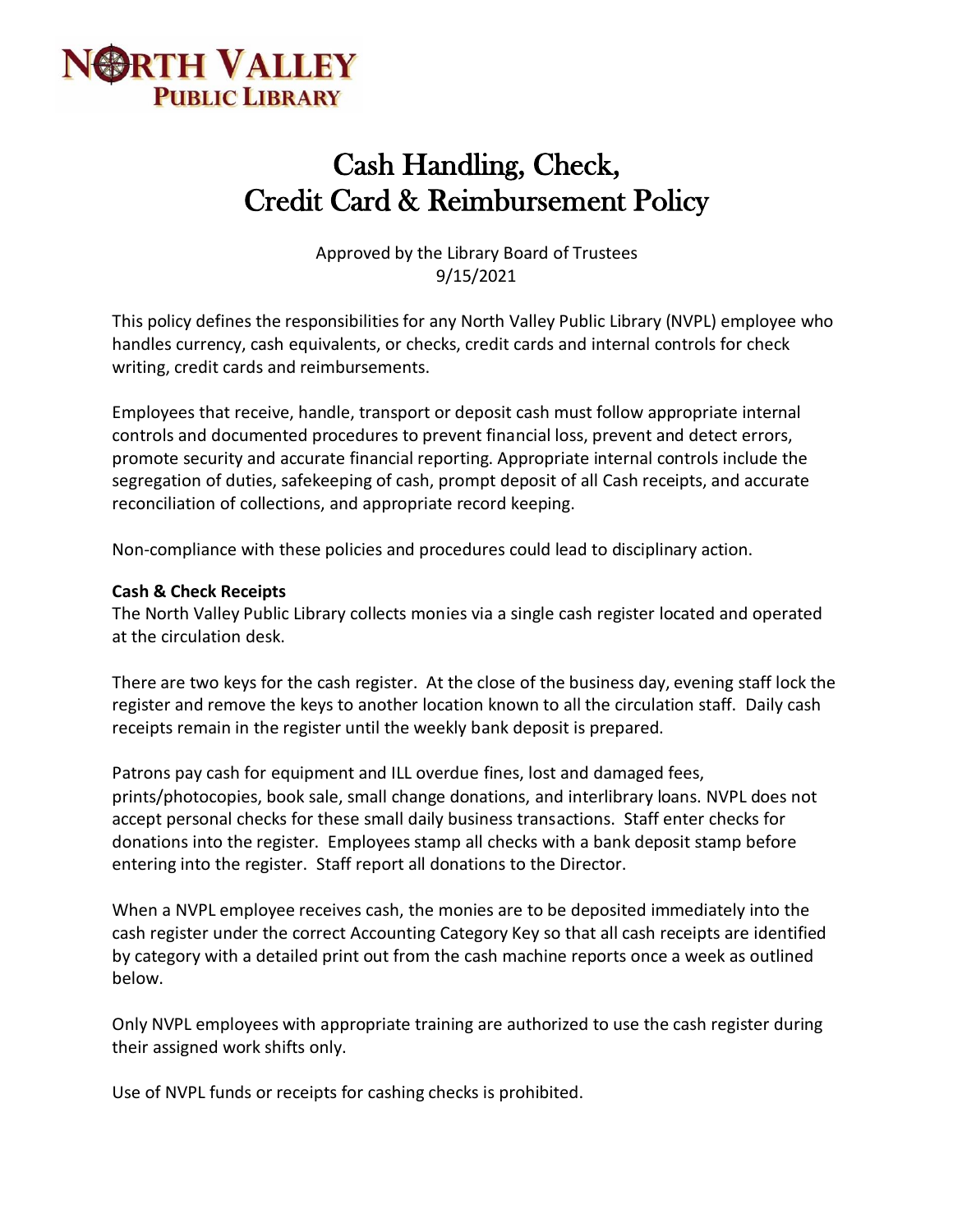NORTH VALLEY
PUBLIC LIBRARY

# Cash Handling, Check, Credit Card & Reimbursement Policy

Approved by the Library Board of Trustees
9/15/2021

This policy defines the responsibilities for any North Valley Public Library (NVPL) employee who handles currency, cash equivalents, or checks, credit cards and internal controls for check writing, credit cards and reimbursements.

Employees that receive, handle, transport or deposit cash must follow appropriate internal controls and documented procedures to prevent financial loss, prevent and detect errors, promote security and accurate financial reporting. Appropriate internal controls include the segregation of duties, safekeeping of cash, prompt deposit of all Cash receipts, and accurate reconciliation of collections, and appropriate record keeping.

Non-compliance with these policies and procedures could lead to disciplinary action.

**Cash & Check Receipts**

The North Valley Public Library collects monies via a single cash register located and operated at the circulation desk.

There are two keys for the cash register. At the close of the business day, evening staff lock the register and remove the keys to another location known to all the circulation staff. Daily cash receipts remain in the register until the weekly bank deposit is prepared.

Patrons pay cash for equipment and ILL overdue fines, lost and damaged fees, prints/photocopies, book sale, small change donations, and interlibrary loans. NVPL does not accept personal checks for these small daily business transactions. Staff enter checks for donations into the register. Employees stamp all checks with a bank deposit stamp before entering into the register. Staff report all donations to the Director.

When a NVPL employee receives cash, the monies are to be deposited immediately into the cash register under the correct Accounting Category Key so that all cash receipts are identified by category with a detailed print out from the cash machine reports once a week as outlined below.

Only NVPL employees with appropriate training are authorized to use the cash register during their assigned work shifts only.

Use of NVPL funds or receipts for cashing checks is prohibited.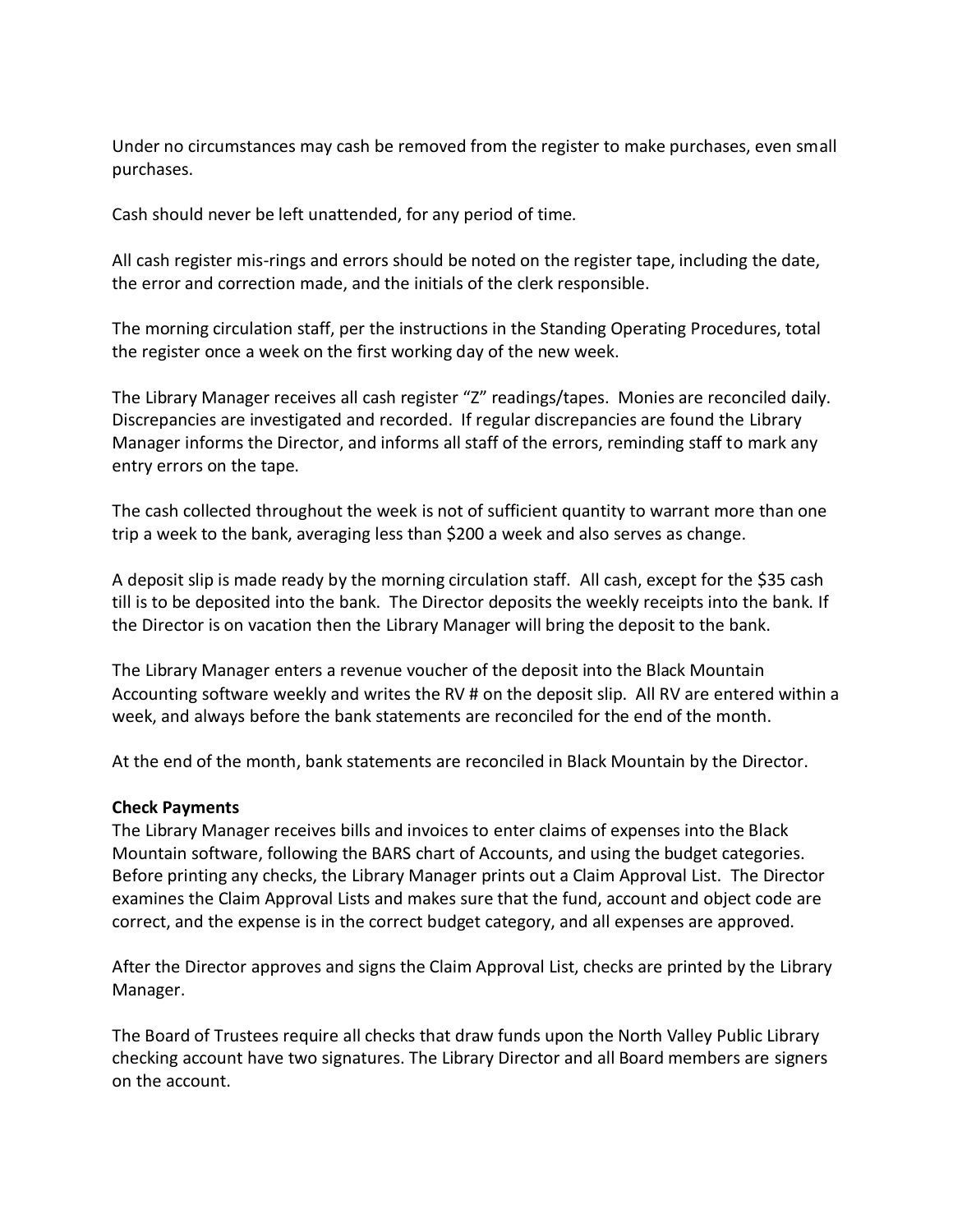Under no circumstances may cash be removed from the register to make purchases, even small purchases.

Cash should never be left unattended, for any period of time.

All cash register mis-rings and errors should be noted on the register tape, including the date, the error and correction made, and the initials of the clerk responsible.

The morning circulation staff, per the instructions in the Standing Operating Procedures, total the register once a week on the first working day of the new week.

The Library Manager receives all cash register "Z" readings/tapes. Monies are reconciled daily. Discrepancies are investigated and recorded. If regular discrepancies are found the Library Manager informs the Director, and informs all staff of the errors, reminding staff to mark any entry errors on the tape.

The cash collected throughout the week is not of sufficient quantity to warrant more than one trip a week to the bank, averaging less than $200 a week and also serves as change.

A deposit slip is made ready by the morning circulation staff. All cash, except for the $35 cash till is to be deposited into the bank. The Director deposits the weekly receipts into the bank. If the Director is on vacation then the Library Manager will bring the deposit to the bank.

The Library Manager enters a revenue voucher of the deposit into the Black Mountain Accounting software weekly and writes the RV # on the deposit slip. All RV are entered within a week, and always before the bank statements are reconciled for the end of the month.

At the end of the month, bank statements are reconciled in Black Mountain by the Director.

**Check Payments**

The Library Manager receives bills and invoices to enter claims of expenses into the Black Mountain software, following the BARS chart of Accounts, and using the budget categories. Before printing any checks, the Library Manager prints out a Claim Approval List. The Director examines the Claim Approval Lists and makes sure that the fund, account and object code are correct, and the expense is in the correct budget category, and all expenses are approved.

After the Director approves and signs the Claim Approval List, checks are printed by the Library Manager.

The Board of Trustees require all checks that draw funds upon the North Valley Public Library checking account have two signatures. The Library Director and all Board members are signers on the account.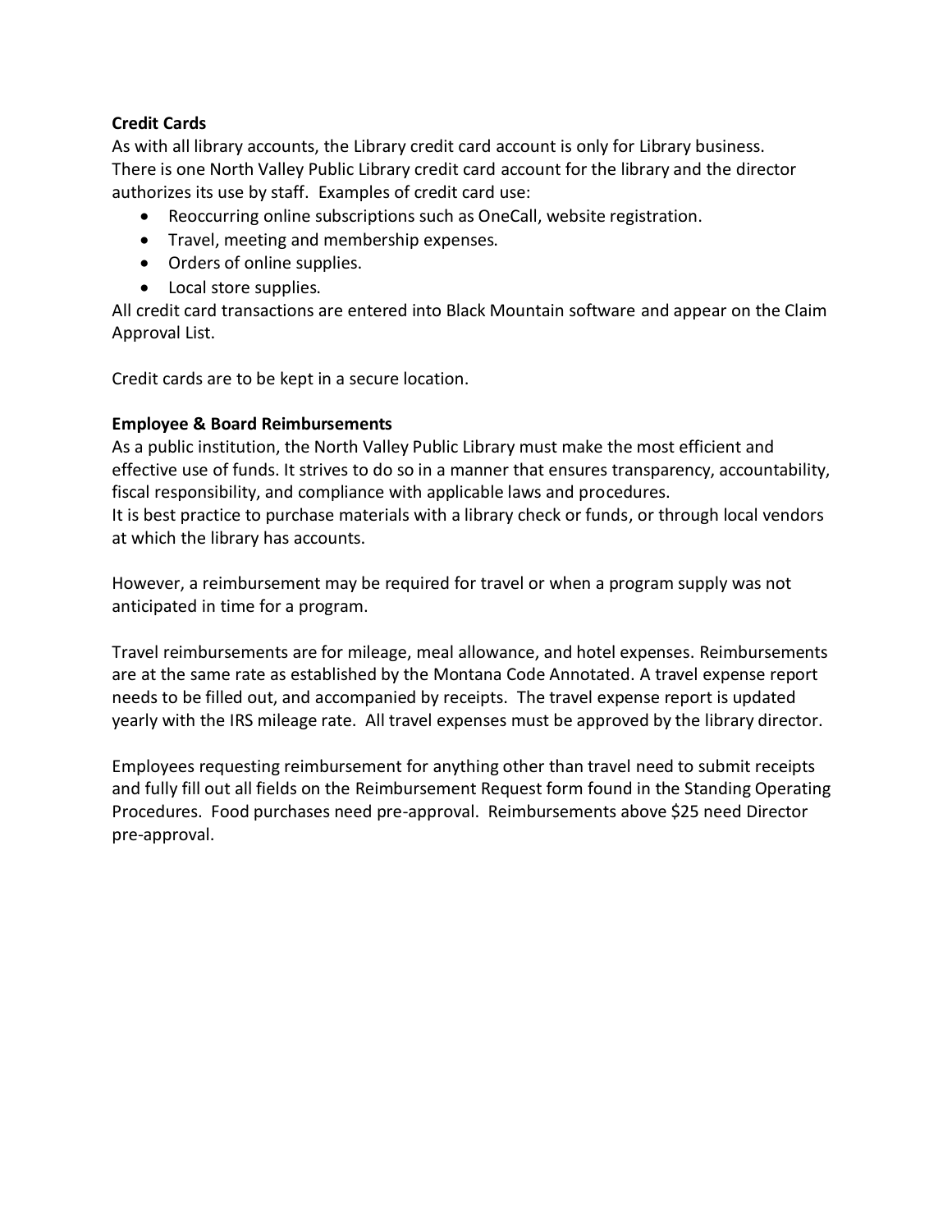**Credit Cards**

As with all library accounts, the Library credit card account is only for Library business. There is one North Valley Public Library credit card account for the library and the director authorizes its use by staff. Examples of credit card use:

- Reoccurring online subscriptions such as OneCall, website registration.
- Travel, meeting and membership expenses.
- Orders of online supplies.
- Local store supplies.

All credit card transactions are entered into Black Mountain software and appear on the Claim Approval List.

Credit cards are to be kept in a secure location.

**Employee & Board Reimbursements**

As a public institution, the North Valley Public Library must make the most efficient and effective use of funds. It strives to do so in a manner that ensures transparency, accountability, fiscal responsibility, and compliance with applicable laws and procedures.
It is best practice to purchase materials with a library check or funds, or through local vendors at which the library has accounts.

However, a reimbursement may be required for travel or when a program supply was not anticipated in time for a program.

Travel reimbursements are for mileage, meal allowance, and hotel expenses. Reimbursements are at the same rate as established by the Montana Code Annotated. A travel expense report needs to be filled out, and accompanied by receipts. The travel expense report is updated yearly with the IRS mileage rate. All travel expenses must be approved by the library director.

Employees requesting reimbursement for anything other than travel need to submit receipts and fully fill out all fields on the Reimbursement Request form found in the Standing Operating Procedures. Food purchases need pre-approval. Reimbursements above $25 need Director pre-approval.